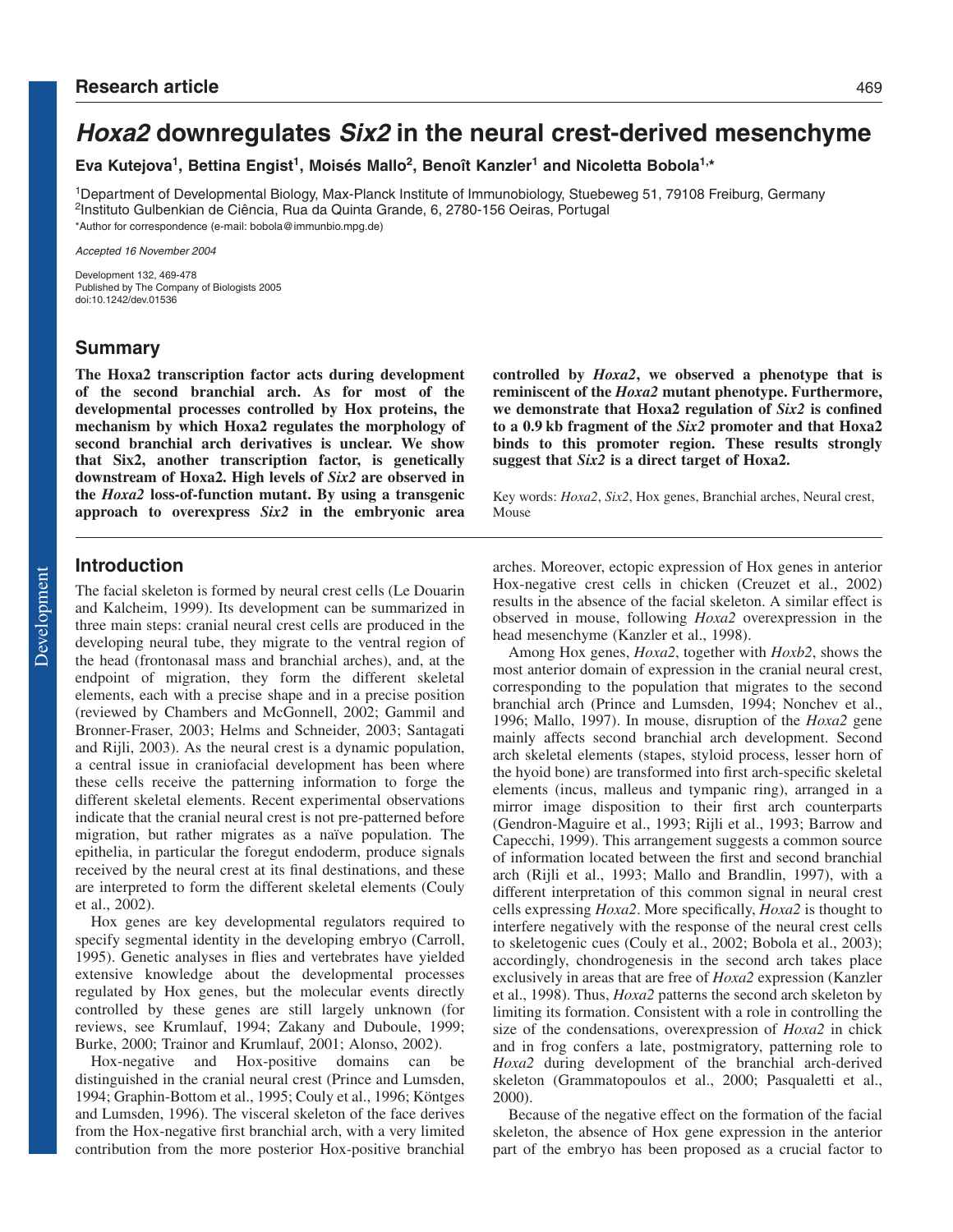Research article

# *Hoxa2* downregulates *Six2* in the neural crest-derived mesenchyme

**Eva Kutejova[1], Bettina Engist[1], Moisés Mallo[2], Benoît Kanzler[1] and Nicoletta Bobola[1,*]**

[1]Department of Developmental Biology, Max-Planck Institute of Immunobiology, Stuebeweg 51, 79108 Freiburg, Germany
[2]Instituto Gulbenkian de Ciência, Rua da Quinta Grande, 6, 2780-156 Oeiras, Portugal
*Author for correspondence (e-mail: bobola@immunbio.mpg.de)

*Accepted 16 November 2004*

Development 132, 469-478
Published by The Company of Biologists 2005
doi:10.1242/dev.01536

## Summary

**The Hoxa2 transcription factor acts during development of the second branchial arch. As for most of the developmental processes controlled by Hox proteins, the mechanism by which Hoxa2 regulates the morphology of second branchial arch derivatives is unclear. We show that Six2, another transcription factor, is genetically downstream of Hoxa2. High levels of *Six2* are observed in the *Hoxa2* loss-of-function mutant. By using a transgenic approach to overexpress *Six2* in the embryonic area controlled by *Hoxa2*, we observed a phenotype that is reminiscent of the *Hoxa2* mutant phenotype. Furthermore, we demonstrate that Hoxa2 regulation of *Six2* is confined to a 0.9 kb fragment of the *Six2* promoter and that Hoxa2 binds to this promoter region. These results strongly suggest that *Six2* is a direct target of Hoxa2.**

Key words: *Hoxa2*, *Six2*, Hox genes, Branchial arches, Neural crest, Mouse

## Introduction

The facial skeleton is formed by neural crest cells (Le Douarin and Kalcheim, 1999). Its development can be summarized in three main steps: cranial neural crest cells are produced in the developing neural tube, they migrate to the ventral region of the head (frontonasal mass and branchial arches), and, at the endpoint of migration, they form the different skeletal elements, each with a precise shape and in a precise position (reviewed by Chambers and McGonnell, 2002; Gammil and Bronner-Fraser, 2003; Helms and Schneider, 2003; Santagati and Rijli, 2003). As the neural crest is a dynamic population, a central issue in craniofacial development has been where these cells receive the patterning information to forge the different skeletal elements. Recent experimental observations indicate that the cranial neural crest is not pre-patterned before migration, but rather migrates as a naïve population. The epithelia, in particular the foregut endoderm, produce signals received by the neural crest at its final destinations, and these are interpreted to form the different skeletal elements (Couly et al., 2002).

Hox genes are key developmental regulators required to specify segmental identity in the developing embryo (Carroll, 1995). Genetic analyses in flies and vertebrates have yielded extensive knowledge about the developmental processes regulated by Hox genes, but the molecular events directly controlled by these genes are still largely unknown (for reviews, see Krumlauf, 1994; Zakany and Duboule, 1999; Burke, 2000; Trainor and Krumlauf, 2001; Alonso, 2002).

Hox-negative and Hox-positive domains can be distinguished in the cranial neural crest (Prince and Lumsden, 1994; Graphin-Bottom et al., 1995; Couly et al., 1996; Köntges and Lumsden, 1996). The visceral skeleton of the face derives from the Hox-negative first branchial arch, with a very limited contribution from the more posterior Hox-positive branchial arches. Moreover, ectopic expression of Hox genes in anterior Hox-negative crest cells in chicken (Creuzet et al., 2002) results in the absence of the facial skeleton. A similar effect is observed in mouse, following *Hoxa2* overexpression in the head mesenchyme (Kanzler et al., 1998).

Among Hox genes, *Hoxa2*, together with *Hoxb2*, shows the most anterior domain of expression in the cranial neural crest, corresponding to the population that migrates to the second branchial arch (Prince and Lumsden, 1994; Nonchev et al., 1996; Mallo, 1997). In mouse, disruption of the *Hoxa2* gene mainly affects second branchial arch development. Second arch skeletal elements (stapes, styloid process, lesser horn of the hyoid bone) are transformed into first arch-specific skeletal elements (incus, malleus and tympanic ring), arranged in a mirror image disposition to their first arch counterparts (Gendron-Maguire et al., 1993; Rijli et al., 1993; Barrow and Capecchi, 1999). This arrangement suggests a common source of information located between the first and second branchial arch (Rijli et al., 1993; Mallo and Brandlin, 1997), with a different interpretation of this common signal in neural crest cells expressing *Hoxa2*. More specifically, *Hoxa2* is thought to interfere negatively with the response of the neural crest cells to skeletogenic cues (Couly et al., 2002; Bobola et al., 2003); accordingly, chondrogenesis in the second arch takes place exclusively in areas that are free of *Hoxa2* expression (Kanzler et al., 1998). Thus, *Hoxa2* patterns the second arch skeleton by limiting its formation. Consistent with a role in controlling the size of the condensations, overexpression of *Hoxa2* in chick and in frog confers a late, postmigratory, patterning role to *Hoxa2* during development of the branchial arch-derived skeleton (Grammatopoulos et al., 2000; Pasqualetti et al., 2000).

Because of the negative effect on the formation of the facial skeleton, the absence of Hox gene expression in the anterior part of the embryo has been proposed as a crucial factor to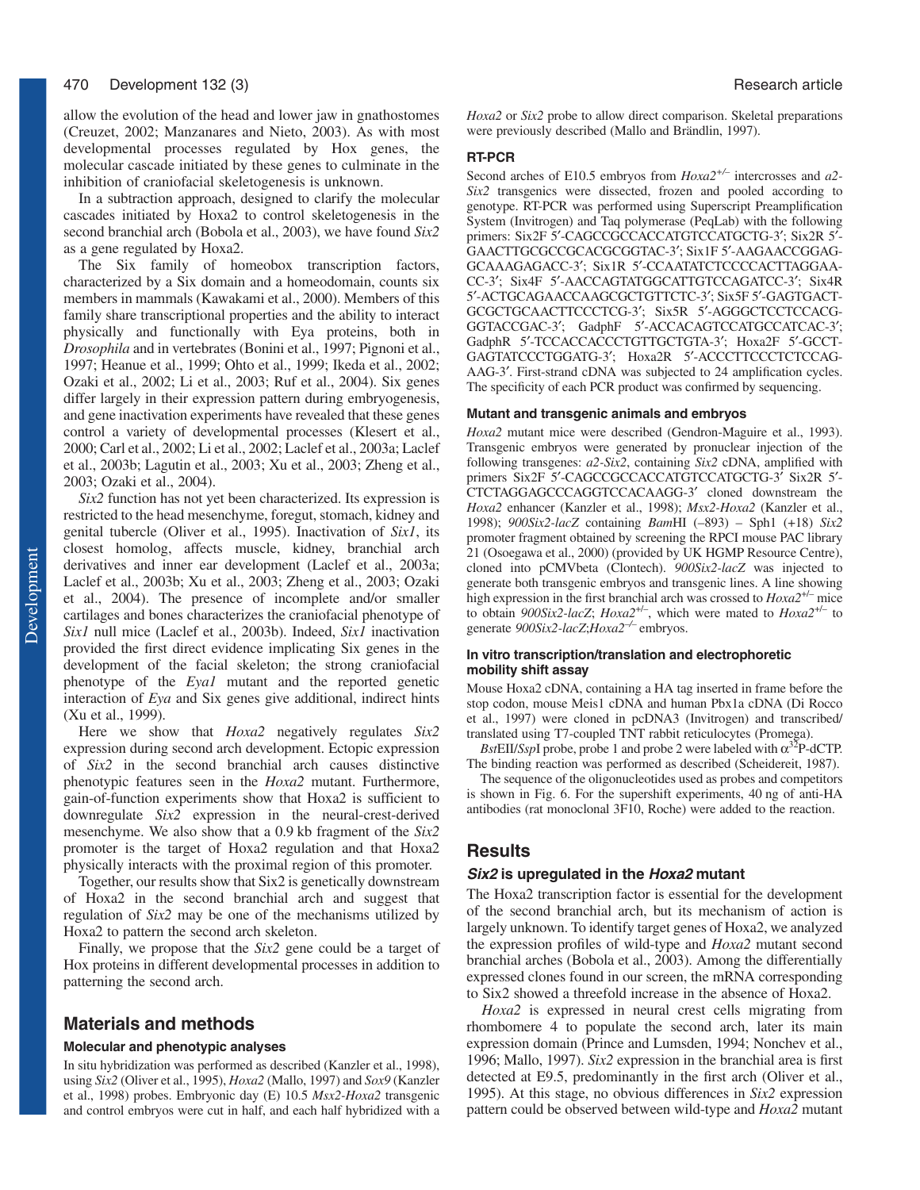allow the evolution of the head and lower jaw in gnathostomes (Creuzet, 2002; Manzanares and Nieto, 2003). As with most developmental processes regulated by Hox genes, the molecular cascade initiated by these genes to culminate in the inhibition of craniofacial skeletogenesis is unknown.

In a subtraction approach, designed to clarify the molecular cascades initiated by Hoxa2 to control skeletogenesis in the second branchial arch (Bobola et al., 2003), we have found *Six2* as a gene regulated by Hoxa2.

The Six family of homeobox transcription factors, characterized by a Six domain and a homeodomain, counts six members in mammals (Kawakami et al., 2000). Members of this family share transcriptional properties and the ability to interact physically and functionally with Eya proteins, both in *Drosophila* and in vertebrates (Bonini et al., 1997; Pignoni et al., 1997; Heanue et al., 1999; Ohto et al., 1999; Ikeda et al., 2002; Ozaki et al., 2002; Li et al., 2003; Ruf et al., 2004). Six genes differ largely in their expression pattern during embryogenesis, and gene inactivation experiments have revealed that these genes control a variety of developmental processes (Klesert et al., 2000; Carl et al., 2002; Li et al., 2002; Laclef et al., 2003a; Laclef et al., 2003b; Lagutin et al., 2003; Xu et al., 2003; Zheng et al., 2003; Ozaki et al., 2004).

*Six2* function has not yet been characterized. Its expression is restricted to the head mesenchyme, foregut, stomach, kidney and genital tubercle (Oliver et al., 1995). Inactivation of *Six1*, its closest homolog, affects muscle, kidney, branchial arch derivatives and inner ear development (Laclef et al., 2003a; Laclef et al., 2003b; Xu et al., 2003; Zheng et al., 2003; Ozaki et al., 2004). The presence of incomplete and/or smaller cartilages and bones characterizes the craniofacial phenotype of *Six1* null mice (Laclef et al., 2003b). Indeed, *Six1* inactivation provided the first direct evidence implicating Six genes in the development of the facial skeleton; the strong craniofacial phenotype of the *Eya1* mutant and the reported genetic interaction of *Eya* and Six genes give additional, indirect hints (Xu et al., 1999).

Here we show that *Hoxa2* negatively regulates *Six2* expression during second arch development. Ectopic expression of *Six2* in the second branchial arch causes distinctive phenotypic features seen in the *Hoxa2* mutant. Furthermore, gain-of-function experiments show that Hoxa2 is sufficient to downregulate *Six2* expression in the neural-crest-derived mesenchyme. We also show that a 0.9 kb fragment of the *Six2* promoter is the target of Hoxa2 regulation and that Hoxa2 physically interacts with the proximal region of this promoter.

Together, our results show that Six2 is genetically downstream of Hoxa2 in the second branchial arch and suggest that regulation of *Six2* may be one of the mechanisms utilized by Hoxa2 to pattern the second arch skeleton.

Finally, we propose that the *Six2* gene could be a target of Hox proteins in different developmental processes in addition to patterning the second arch.

## Materials and methods

### Molecular and phenotypic analyses

In situ hybridization was performed as described (Kanzler et al., 1998), using *Six2* (Oliver et al., 1995), *Hoxa2* (Mallo, 1997) and *Sox9* (Kanzler et al., 1998) probes. Embryonic day (E) 10.5 *Msx2-Hoxa2* transgenic and control embryos were cut in half, and each half hybridized with a *Hoxa2* or *Six2* probe to allow direct comparison. Skeletal preparations were previously described (Mallo and Brändlin, 1997).

### RT-PCR

Second arches of E10.5 embryos from *Hoxa2*$^{+/-}$ intercrosses and *a2-Six2* transgenics were dissected, frozen and pooled according to genotype. RT-PCR was performed using Superscript Preamplification System (Invitrogen) and Taq polymerase (PeqLab) with the following primers: Six2F 5′-CAGCCGCCACCATGTCCATGCTG-3′; Six2R 5′-GAACTTGCGCCGCACGCGGTAC-3′; Six1F 5′-AAGAACCGGAG-GCAAAGAGACC-3′; Six1R 5′-CCAATATCTCCCCACTTAGGAA-CC-3′; Six4F 5′-AACCAGTATGGCATTGTCCAGATCC-3′; Six4R 5′-ACTGCAGAACCAAGCGCTGTTCTC-3′; Six5F 5′-GAGTGACT-GCGCTGCAACTTCCCTCG-3′; Six5R 5′-AGGGCTCCTCCACG-GGTACCGAC-3′; GadphF 5′-ACCACAGTCCATGCCATCAC-3′; GadphR 5′-TCCACCACCCTGTTGCTGTA-3′; Hoxa2F 5′-GCCT-GAGTATCCCTGGATG-3′; Hoxa2R 5′-ACCCTTCCCTCTCCAG-AAG-3′. First-strand cDNA was subjected to 24 amplification cycles. The specificity of each PCR product was confirmed by sequencing.

### Mutant and transgenic animals and embryos

*Hoxa2* mutant mice were described (Gendron-Maguire et al., 1993). Transgenic embryos were generated by pronuclear injection of the following transgenes: *a2-Six2*, containing *Six2* cDNA, amplified with primers Six2F 5′-CAGCCGCCACCATGTCCATGCTG-3′ Six2R 5′-CTCTAGGAGCCCAGGTCCACAAGG-3′ cloned downstream the *Hoxa2* enhancer (Kanzler et al., 1998); *Msx2-Hoxa2* (Kanzler et al., 1998); *900Six2-lacZ* containing *Bam*HI (–893) – Sph1 (+18) *Six2* promoter fragment obtained by screening the RPCI mouse PAC library 21 (Osoegawa et al., 2000) (provided by UK HGMP Resource Centre), cloned into pCMVbeta (Clontech). *900Six2-lacZ* was injected to generate both transgenic embryos and transgenic lines. A line showing high expression in the first branchial arch was crossed to *Hoxa2*$^{+/-}$ mice to obtain *900Six2-lacZ*; *Hoxa2*$^{+/-}$, which were mated to *Hoxa2*$^{+/-}$ to generate *900Six2-lacZ*;*Hoxa2*$^{-/-}$ embryos.

### In vitro transcription/translation and electrophoretic mobility shift assay

Mouse Hoxa2 cDNA, containing a HA tag inserted in frame before the stop codon, mouse Meis1 cDNA and human Pbx1a cDNA (Di Rocco et al., 1997) were cloned in pcDNA3 (Invitrogen) and transcribed/translated using T7-coupled TNT rabbit reticulocytes (Promega).

*Bst*EII/*Ssp*I probe, probe 1 and probe 2 were labeled with $\alpha^{32}$P-dCTP. The binding reaction was performed as described (Scheidereit, 1987).

The sequence of the oligonucleotides used as probes and competitors is shown in Fig. 6. For the supershift experiments, 40 ng of anti-HA antibodies (rat monoclonal 3F10, Roche) were added to the reaction.

## Results

### *Six2* is upregulated in the *Hoxa2* mutant

The Hoxa2 transcription factor is essential for the development of the second branchial arch, but its mechanism of action is largely unknown. To identify target genes of Hoxa2, we analyzed the expression profiles of wild-type and *Hoxa2* mutant second branchial arches (Bobola et al., 2003). Among the differentially expressed clones found in our screen, the mRNA corresponding to Six2 showed a threefold increase in the absence of Hoxa2.

*Hoxa2* is expressed in neural crest cells migrating from rhombomere 4 to populate the second arch, later its main expression domain (Prince and Lumsden, 1994; Nonchev et al., 1996; Mallo, 1997). *Six2* expression in the branchial area is first detected at E9.5, predominantly in the first arch (Oliver et al., 1995). At this stage, no obvious differences in *Six2* expression pattern could be observed between wild-type and *Hoxa2* mutant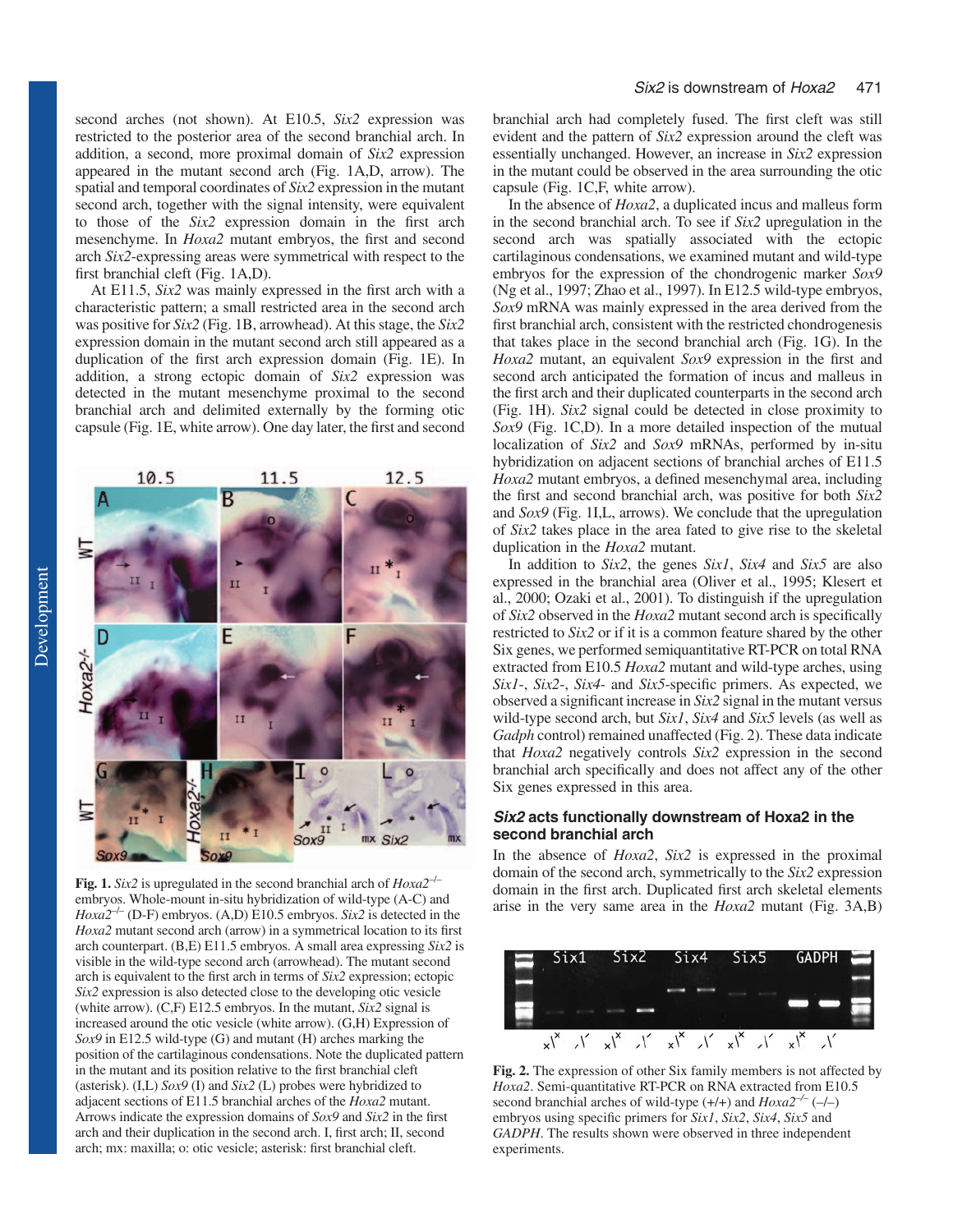second arches (not shown). At E10.5, *Six2* expression was restricted to the posterior area of the second branchial arch. In addition, a second, more proximal domain of *Six2* expression appeared in the mutant second arch (Fig. 1A,D, arrow). The spatial and temporal coordinates of *Six2* expression in the mutant second arch, together with the signal intensity, were equivalent to those of the *Six2* expression domain in the first arch mesenchyme. In *Hoxa2* mutant embryos, the first and second arch *Six2*-expressing areas were symmetrical with respect to the first branchial cleft (Fig. 1A,D).

At E11.5, *Six2* was mainly expressed in the first arch with a characteristic pattern; a small restricted area in the second arch was positive for *Six2* (Fig. 1B, arrowhead). At this stage, the *Six2* expression domain in the mutant second arch still appeared as a duplication of the first arch expression domain (Fig. 1E). In addition, a strong ectopic domain of *Six2* expression was detected in the mutant mesenchyme proximal to the second branchial arch and delimited externally by the forming otic capsule (Fig. 1E, white arrow). One day later, the first and second branchial arch had completely fused. The first cleft was still evident and the pattern of *Six2* expression around the cleft was essentially unchanged. However, an increase in *Six2* expression in the mutant could be observed in the area surrounding the otic capsule (Fig. 1C,F, white arrow).

In the absence of *Hoxa2*, a duplicated incus and malleus form in the second branchial arch. To see if *Six2* upregulation in the second arch was spatially associated with the ectopic cartilaginous condensations, we examined mutant and wild-type embryos for the expression of the chondrogenic marker *Sox9* (Ng et al., 1997; Zhao et al., 1997). In E12.5 wild-type embryos, *Sox9* mRNA was mainly expressed in the area derived from the first branchial arch, consistent with the restricted chondrogenesis that takes place in the second branchial arch (Fig. 1G). In the *Hoxa2* mutant, an equivalent *Sox9* expression in the first and second arch anticipated the formation of incus and malleus in the first arch and their duplicated counterparts in the second arch (Fig. 1H). *Six2* signal could be detected in close proximity to *Sox9* (Fig. 1C,D). In a more detailed inspection of the mutual localization of *Six2* and *Sox9* mRNAs, performed by in-situ hybridization on adjacent sections of branchial arches of E11.5 *Hoxa2* mutant embryos, a defined mesenchymal area, including the first and second branchial arch, was positive for both *Six2* and *Sox9* (Fig. 1I,L, arrows). We conclude that the upregulation of *Six2* takes place in the area fated to give rise to the skeletal duplication in the *Hoxa2* mutant.

**Fig. 1.** *Six2* is upregulated in the second branchial arch of *Hoxa2*$^{-/-}$ embryos. Whole-mount in-situ hybridization of wild-type (A-C) and *Hoxa2*$^{-/-}$ (D-F) embryos. (A,D) E10.5 embryos. *Six2* is detected in the *Hoxa2* mutant second arch (arrow) in a symmetrical location to its first arch counterpart. (B,E) E11.5 embryos. A small area expressing *Six2* is visible in the wild-type second arch (arrowhead). The mutant second arch is equivalent to the first arch in terms of *Six2* expression; ectopic *Six2* expression is also detected close to the developing otic vesicle (white arrow). (C,F) E12.5 embryos. In the mutant, *Six2* signal is increased around the otic vesicle (white arrow). (G,H) Expression of *Sox9* in E12.5 wild-type (G) and mutant (H) arches marking the position of the cartilaginous condensations. Note the duplicated pattern in the mutant and its position relative to the first branchial cleft (asterisk). (I,L) *Sox9* (I) and *Six2* (L) probes were hybridized to adjacent sections of E11.5 branchial arches of the *Hoxa2* mutant. Arrows indicate the expression domains of *Sox9* and *Six2* in the first arch and their duplication in the second arch. I, first arch; II, second arch; mx: maxilla; o: otic vesicle; asterisk: first branchial cleft.

In addition to *Six2*, the genes *Six1*, *Six4* and *Six5* are also expressed in the branchial area (Oliver et al., 1995; Klesert et al., 2000; Ozaki et al., 2001). To distinguish if the upregulation of *Six2* observed in the *Hoxa2* mutant second arch is specifically restricted to *Six2* or if it is a common feature shared by the other Six genes, we performed semiquantitative RT-PCR on total RNA extracted from E10.5 *Hoxa2* mutant and wild-type arches, using *Six1*-, *Six2*-, *Six4*- and *Six5*-specific primers. As expected, we observed a significant increase in *Six2* signal in the mutant versus wild-type second arch, but *Six1*, *Six4* and *Six5* levels (as well as *Gadph* control) remained unaffected (Fig. 2). These data indicate that *Hoxa2* negatively controls *Six2* expression in the second branchial arch specifically and does not affect any of the other Six genes expressed in this area.

### *Six2* acts functionally downstream of Hoxa2 in the second branchial arch

In the absence of *Hoxa2*, *Six2* is expressed in the proximal domain of the second arch, symmetrically to the *Six2* expression domain in the first arch. Duplicated first arch skeletal elements arise in the very same area in the *Hoxa2* mutant (Fig. 3A,B)

**Fig. 2.** The expression of other Six family members is not affected by *Hoxa2*. Semi-quantitative RT-PCR on RNA extracted from E10.5 second branchial arches of wild-type (+/+) and *Hoxa2*$^{-/-}$ (–/–) embryos using specific primers for *Six1*, *Six2*, *Six4*, *Six5* and *GADPH*. The results shown were observed in three independent experiments.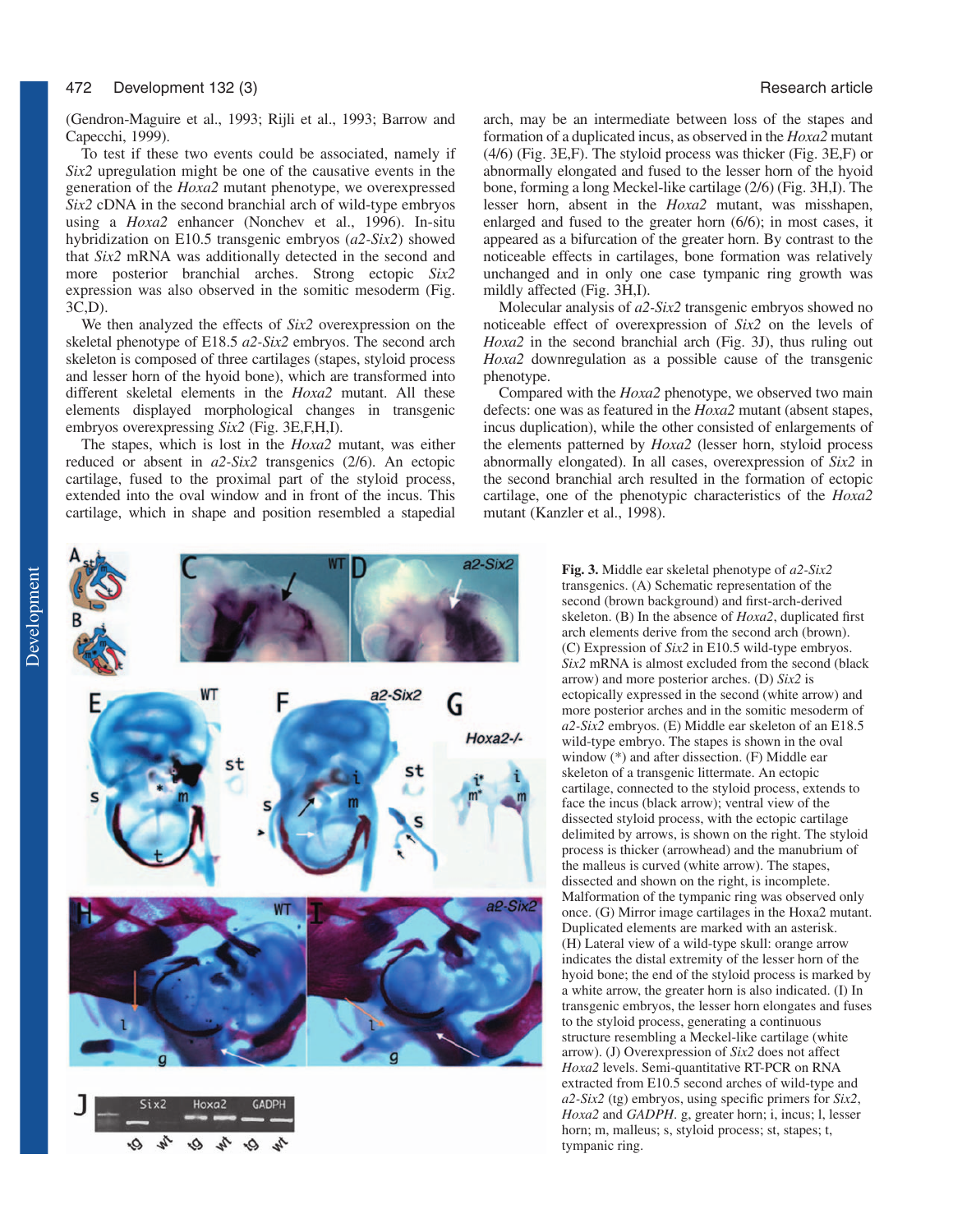(Gendron-Maguire et al., 1993; Rijli et al., 1993; Barrow and Capecchi, 1999).

To test if these two events could be associated, namely if *Six2* upregulation might be one of the causative events in the generation of the *Hoxa2* mutant phenotype, we overexpressed *Six2* cDNA in the second branchial arch of wild-type embryos using a *Hoxa2* enhancer (Nonchev et al., 1996). In-situ hybridization on E10.5 transgenic embryos (*a2-Six2*) showed that *Six2* mRNA was additionally detected in the second and more posterior branchial arches. Strong ectopic *Six2* expression was also observed in the somitic mesoderm (Fig. 3C,D).

We then analyzed the effects of *Six2* overexpression on the skeletal phenotype of E18.5 *a2-Six2* embryos. The second arch skeleton is composed of three cartilages (stapes, styloid process and lesser horn of the hyoid bone), which are transformed into different skeletal elements in the *Hoxa2* mutant. All these elements displayed morphological changes in transgenic embryos overexpressing *Six2* (Fig. 3E,F,H,I).

The stapes, which is lost in the *Hoxa2* mutant, was either reduced or absent in *a2-Six2* transgenics (2/6). An ectopic cartilage, fused to the proximal part of the styloid process, extended into the oval window and in front of the incus. This cartilage, which in shape and position resembled a stapedial arch, may be an intermediate between loss of the stapes and formation of a duplicated incus, as observed in the *Hoxa2* mutant (4/6) (Fig. 3E,F). The styloid process was thicker (Fig. 3E,F) or abnormally elongated and fused to the lesser horn of the hyoid bone, forming a long Meckel-like cartilage (2/6) (Fig. 3H,I). The lesser horn, absent in the *Hoxa2* mutant, was misshapen, enlarged and fused to the greater horn (6/6); in most cases, it appeared as a bifurcation of the greater horn. By contrast to the noticeable effects in cartilages, bone formation was relatively unchanged and in only one case tympanic ring growth was mildly affected (Fig. 3H,I).

Molecular analysis of *a2-Six2* transgenic embryos showed no noticeable effect of overexpression of *Six2* on the levels of *Hoxa2* in the second branchial arch (Fig. 3J), thus ruling out *Hoxa2* downregulation as a possible cause of the transgenic phenotype.

Compared with the *Hoxa2* phenotype, we observed two main defects: one was as featured in the *Hoxa2* mutant (absent stapes, incus duplication), while the other consisted of enlargements of the elements patterned by *Hoxa2* (lesser horn, styloid process abnormally elongated). In all cases, overexpression of *Six2* in the second branchial arch resulted in the formation of ectopic cartilage, one of the phenotypic characteristics of the *Hoxa2* mutant (Kanzler et al., 1998).

**Fig. 3.** Middle ear skeletal phenotype of *a2-Six2* transgenics. (A) Schematic representation of the second (brown background) and first-arch-derived skeleton. (B) In the absence of *Hoxa2*, duplicated first arch elements derive from the second arch (brown). (C) Expression of *Six2* in E10.5 wild-type embryos. *Six2* mRNA is almost excluded from the second (black arrow) and more posterior arches. (D) *Six2* is ectopically expressed in the second (white arrow) and more posterior arches and in the somitic mesoderm of *a2-Six2* embryos. (E) Middle ear skeleton of an E18.5 wild-type embryo. The stapes is shown in the oval window (*) and after dissection. (F) Middle ear skeleton of a transgenic littermate. An ectopic cartilage, connected to the styloid process, extends to face the incus (black arrow); ventral view of the dissected styloid process, with the ectopic cartilage delimited by arrows, is shown on the right. The styloid process is thicker (arrowhead) and the manubrium of the malleus is curved (white arrow). The stapes, dissected and shown on the right, is incomplete. Malformation of the tympanic ring was observed only once. (G) Mirror image cartilages in the Hoxa2 mutant. Duplicated elements are marked with an asterisk. (H) Lateral view of a wild-type skull: orange arrow indicates the distal extremity of the lesser horn of the hyoid bone; the end of the styloid process is marked by a white arrow, the greater horn is also indicated. (I) In transgenic embryos, the lesser horn elongates and fuses to the styloid process, generating a continuous structure resembling a Meckel-like cartilage (white arrow). (J) Overexpression of *Six2* does not affect *Hoxa2* levels. Semi-quantitative RT-PCR on RNA extracted from E10.5 second arches of wild-type and *a2-Six2* (tg) embryos, using specific primers for *Six2*, *Hoxa2* and *GADPH*. g, greater horn; i, incus; l, lesser horn; m, malleus; s, styloid process; st, stapes; t, tympanic ring.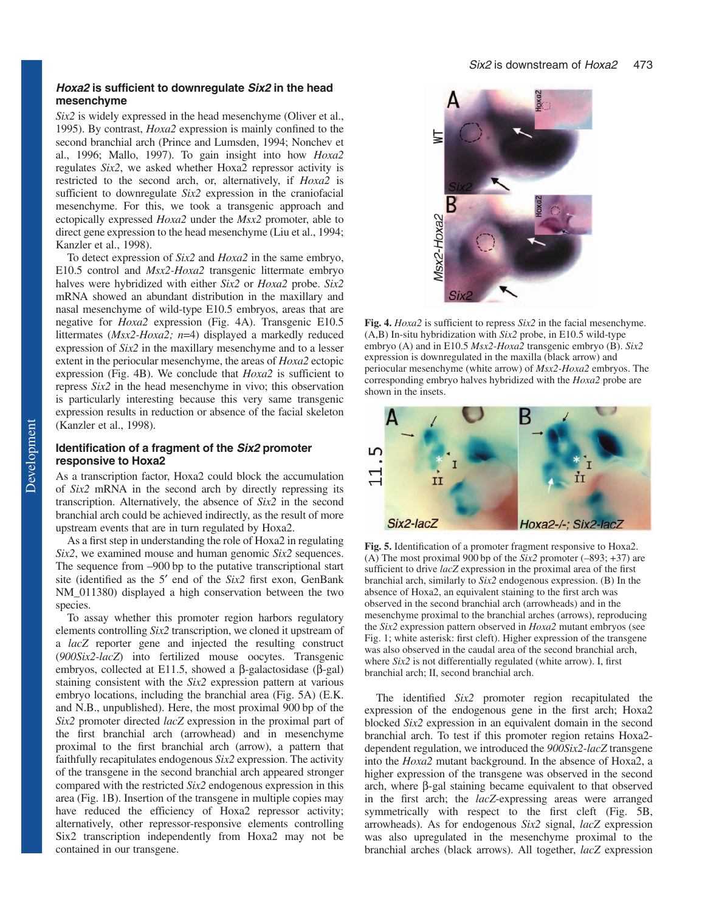### *Hoxa2* is sufficient to downregulate *Six2* in the head mesenchyme

*Six2* is widely expressed in the head mesenchyme (Oliver et al., 1995). By contrast, *Hoxa2* expression is mainly confined to the second branchial arch (Prince and Lumsden, 1994; Nonchev et al., 1996; Mallo, 1997). To gain insight into how *Hoxa2* regulates *Six2*, we asked whether Hoxa2 repressor activity is restricted to the second arch, or, alternatively, if *Hoxa2* is sufficient to downregulate *Six2* expression in the craniofacial mesenchyme. For this, we took a transgenic approach and ectopically expressed *Hoxa2* under the *Msx2* promoter, able to direct gene expression to the head mesenchyme (Liu et al., 1994; Kanzler et al., 1998).

To detect expression of *Six2* and *Hoxa2* in the same embryo, E10.5 control and *Msx2-Hoxa2* transgenic littermate embryo halves were hybridized with either *Six2* or *Hoxa2* probe. *Six2* mRNA showed an abundant distribution in the maxillary and nasal mesenchyme of wild-type E10.5 embryos, areas that are negative for *Hoxa2* expression (Fig. 4A). Transgenic E10.5 littermates (*Msx2-Hoxa2; n*=4) displayed a markedly reduced expression of *Six2* in the maxillary mesenchyme and to a lesser extent in the periocular mesenchyme, the areas of *Hoxa2* ectopic expression (Fig. 4B). We conclude that *Hoxa2* is sufficient to repress *Six2* in the head mesenchyme in vivo; this observation is particularly interesting because this very same transgenic expression results in reduction or absence of the facial skeleton (Kanzler et al., 1998).

### Identification of a fragment of the *Six2* promoter responsive to Hoxa2

As a transcription factor, Hoxa2 could block the accumulation of *Six2* mRNA in the second arch by directly repressing its transcription. Alternatively, the absence of *Six2* in the second branchial arch could be achieved indirectly, as the result of more upstream events that are in turn regulated by Hoxa2.

As a first step in understanding the role of Hoxa2 in regulating *Six2*, we examined mouse and human genomic *Six2* sequences. The sequence from –900 bp to the putative transcriptional start site (identified as the 5′ end of the *Six2* first exon, GenBank NM_011380) displayed a high conservation between the two species.

To assay whether this promoter region harbors regulatory elements controlling *Six2* transcription, we cloned it upstream of a *lacZ* reporter gene and injected the resulting construct (*900Six2-lacZ*) into fertilized mouse oocytes. Transgenic embryos, collected at E11.5, showed a β-galactosidase (β-gal) staining consistent with the *Six2* expression pattern at various embryo locations, including the branchial area (Fig. 5A) (E.K. and N.B., unpublished). Here, the most proximal 900 bp of the *Six2* promoter directed *lacZ* expression in the proximal part of the first branchial arch (arrowhead) and in mesenchyme proximal to the first branchial arch (arrow), a pattern that faithfully recapitulates endogenous *Six2* expression. The activity of the transgene in the second branchial arch appeared stronger compared with the restricted *Six2* endogenous expression in this area (Fig. 1B). Insertion of the transgene in multiple copies may have reduced the efficiency of Hoxa2 repressor activity; alternatively, other repressor-responsive elements controlling Six2 transcription independently from Hoxa2 may not be contained in our transgene.

**Fig. 4.** *Hoxa2* is sufficient to repress *Six2* in the facial mesenchyme. (A,B) In-situ hybridization with *Six2* probe, in E10.5 wild-type embryo (A) and in E10.5 *Msx2-Hoxa2* transgenic embryo (B). *Six2* expression is downregulated in the maxilla (black arrow) and periocular mesenchyme (white arrow) of *Msx2-Hoxa2* embryos. The corresponding embryo halves hybridized with the *Hoxa2* probe are shown in the insets.

**Fig. 5.** Identification of a promoter fragment responsive to Hoxa2. (A) The most proximal 900 bp of the *Six2* promoter (–893; +37) are sufficient to drive *lacZ* expression in the proximal area of the first branchial arch, similarly to *Six2* endogenous expression. (B) In the absence of Hoxa2, an equivalent staining to the first arch was observed in the second branchial arch (arrowheads) and in the mesenchyme proximal to the branchial arches (arrows), reproducing the *Six2* expression pattern observed in *Hoxa2* mutant embryos (see Fig. 1; white asterisk: first cleft). Higher expression of the transgene was also observed in the caudal area of the second branchial arch, where *Six2* is not differentially regulated (white arrow). I, first branchial arch; II, second branchial arch.

The identified *Six2* promoter region recapitulated the expression of the endogenous gene in the first arch; Hoxa2 blocked *Six2* expression in an equivalent domain in the second branchial arch. To test if this promoter region retains Hoxa2-dependent regulation, we introduced the *900Six2-lacZ* transgene into the *Hoxa2* mutant background. In the absence of Hoxa2, a higher expression of the transgene was observed in the second arch, where β-gal staining became equivalent to that observed in the first arch; the *lacZ*-expressing areas were arranged symmetrically with respect to the first cleft (Fig. 5B, arrowheads). As for endogenous *Six2* signal, *lacZ* expression was also upregulated in the mesenchyme proximal to the branchial arches (black arrows). All together, *lacZ* expression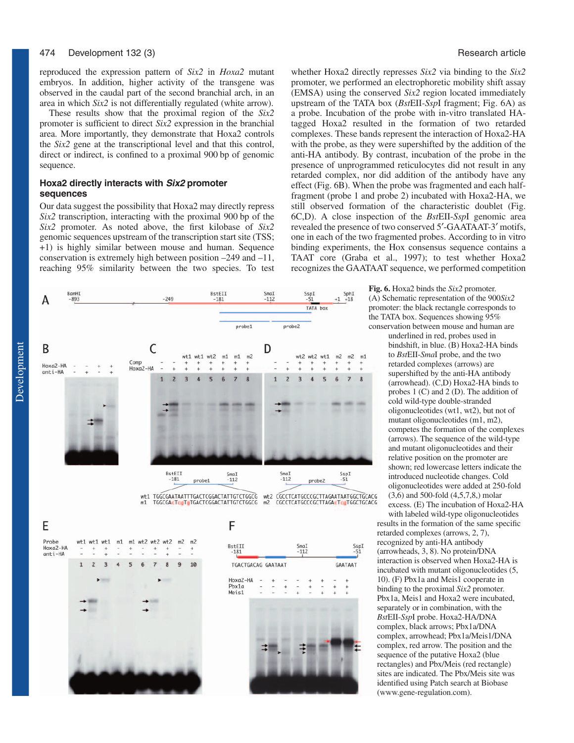reproduced the expression pattern of *Six2* in *Hoxa2* mutant embryos. In addition, higher activity of the transgene was observed in the caudal part of the second branchial arch, in an area in which *Six2* is not differentially regulated (white arrow).

These results show that the proximal region of the *Six2* promoter is sufficient to direct *Six2* expression in the branchial area. More importantly, they demonstrate that Hoxa2 controls the *Six2* gene at the transcriptional level and that this control, direct or indirect, is confined to a proximal 900 bp of genomic sequence.

### Hoxa2 directly interacts with *Six2* promoter sequences

Our data suggest the possibility that Hoxa2 may directly repress *Six2* transcription, interacting with the proximal 900 bp of the *Six2* promoter. As noted above, the first kilobase of *Six2* genomic sequences upstream of the transcription start site (TSS; +1) is highly similar between mouse and human. Sequence conservation is extremely high between position –249 and –11, reaching 95% similarity between the two species. To test whether Hoxa2 directly represses *Six2* via binding to the *Six2* promoter, we performed an electrophoretic mobility shift assay (EMSA) using the conserved *Six2* region located immediately upstream of the TATA box (*Bst*EII-*Ssp*I fragment; Fig. 6A) as a probe. Incubation of the probe with in-vitro translated HA-tagged Hoxa2 resulted in the formation of two retarded complexes. These bands represent the interaction of Hoxa2-HA with the probe, as they were supershifted by the addition of the anti-HA antibody. By contrast, incubation of the probe in the presence of unprogrammed reticulocytes did not result in any retarded complex, nor did addition of the antibody have any effect (Fig. 6B). When the probe was fragmented and each half-fragment (probe 1 and probe 2) incubated with Hoxa2-HA, we still observed formation of the characteristic doublet (Fig. 6C,D). A close inspection of the *Bst*EII-*Ssp*I genomic area revealed the presence of two conserved 5′-GAATAAT-3′ motifs, one in each of the two fragmented probes. According to in vitro binding experiments, the Hox consensus sequence contains a TAAT core (Graba et al., 1997); to test whether Hoxa2 recognizes the GAATAAT sequence, we performed competition

**Fig. 6.** Hoxa2 binds the *Six2* promoter. (A) Schematic representation of the 900*Six2* promoter: the black rectangle corresponds to the TATA box. Sequences showing 95% conservation between mouse and human are underlined in red, probes used in bindshift, in blue. (B) Hoxa2-HA binds to *Bst*EII-*Sma*I probe, and the two retarded complexes (arrows) are supershifted by the anti-HA antibody (arrowhead). (C,D) Hoxa2-HA binds to probes 1 (C) and 2 (D). The addition of cold wild-type double-stranded oligonucleotides (wt1, wt2), but not of mutant oligonucleotides (m1, m2), competes the formation of the complexes (arrows). The sequence of the wild-type and mutant oligonucleotides and their relative position on the promoter are shown; red lowercase letters indicate the introduced nucleotide changes. Cold oligonucleotides were added at 250-fold (3,6) and 500-fold (4,5,7,8,) molar excess. (E) The incubation of Hoxa2-HA with labeled wild-type oligonucleotides results in the formation of the same specific retarded complexes (arrows, 2, 7), recognized by anti-HA antibody (arrowheads, 3, 8). No protein/DNA interaction is observed when Hoxa2-HA is incubated with mutant oligonucleotides (5, 10). (F) Pbx1a and Meis1 cooperate in binding to the proximal *Six2* promoter. Pbx1a, Meis1 and Hoxa2 were incubated, separately or in combination, with the *Bst*EII-*Ssp*I probe. Hoxa2-HA/DNA complex, black arrows; Pbx1a/DNA complex, arrowhead; Pbx1a/Meis1/DNA complex, red arrow. The position and the sequence of the putative Hoxa2 (blue rectangles) and Pbx/Meis (red rectangle) sites are indicated. The Pbx/Meis site was identified using Patch search at Biobase (www.gene-regulation.com).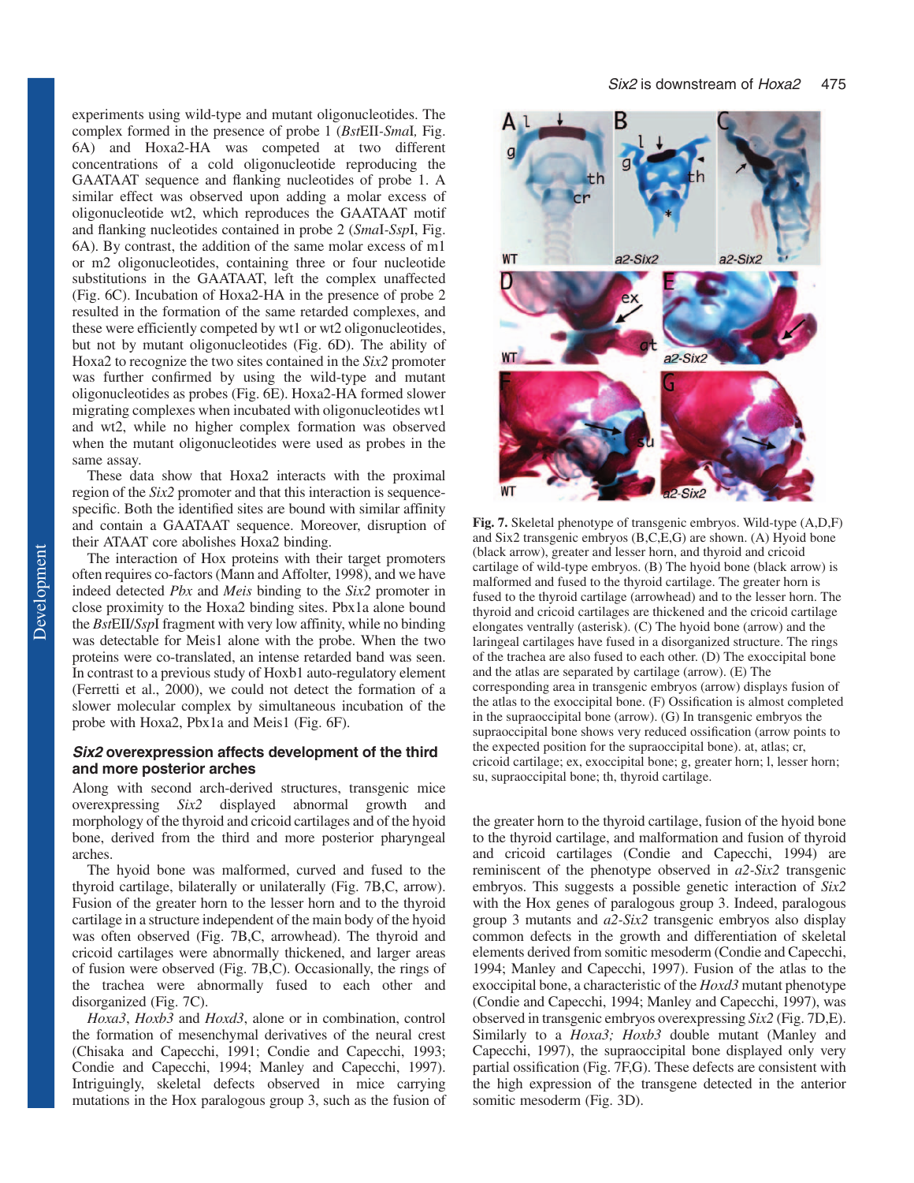experiments using wild-type and mutant oligonucleotides. The complex formed in the presence of probe 1 (*Bst*EII-*Sma*I, Fig. 6A) and Hoxa2-HA was competed at two different concentrations of a cold oligonucleotide reproducing the GAATAAT sequence and flanking nucleotides of probe 1. A similar effect was observed upon adding a molar excess of oligonucleotide wt2, which reproduces the GAATAAT motif and flanking nucleotides contained in probe 2 (*Sma*I-*Ssp*I, Fig. 6A). By contrast, the addition of the same molar excess of m1 or m2 oligonucleotides, containing three or four nucleotide substitutions in the GAATAAT, left the complex unaffected (Fig. 6C). Incubation of Hoxa2-HA in the presence of probe 2 resulted in the formation of the same retarded complexes, and these were efficiently competed by wt1 or wt2 oligonucleotides, but not by mutant oligonucleotides (Fig. 6D). The ability of Hoxa2 to recognize the two sites contained in the *Six2* promoter was further confirmed by using the wild-type and mutant oligonucleotides as probes (Fig. 6E). Hoxa2-HA formed slower migrating complexes when incubated with oligonucleotides wt1 and wt2, while no higher complex formation was observed when the mutant oligonucleotides were used as probes in the same assay.

These data show that Hoxa2 interacts with the proximal region of the *Six2* promoter and that this interaction is sequence-specific. Both the identified sites are bound with similar affinity and contain a GAATAAT sequence. Moreover, disruption of their ATAAT core abolishes Hoxa2 binding.

The interaction of Hox proteins with their target promoters often requires co-factors (Mann and Affolter, 1998), and we have indeed detected *Pbx* and *Meis* binding to the *Six2* promoter in close proximity to the Hoxa2 binding sites. Pbx1a alone bound the *Bst*EII/*Ssp*I fragment with very low affinity, while no binding was detectable for Meis1 alone with the probe. When the two proteins were co-translated, an intense retarded band was seen. In contrast to a previous study of Hoxb1 auto-regulatory element (Ferretti et al., 2000), we could not detect the formation of a slower molecular complex by simultaneous incubation of the probe with Hoxa2, Pbx1a and Meis1 (Fig. 6F).

### *Six2* overexpression affects development of the third and more posterior arches

Along with second arch-derived structures, transgenic mice overexpressing *Six2* displayed abnormal growth and morphology of the thyroid and cricoid cartilages and of the hyoid bone, derived from the third and more posterior pharyngeal arches.

The hyoid bone was malformed, curved and fused to the thyroid cartilage, bilaterally or unilaterally (Fig. 7B,C, arrow). Fusion of the greater horn to the lesser horn and to the thyroid cartilage in a structure independent of the main body of the hyoid was often observed (Fig. 7B,C, arrowhead). The thyroid and cricoid cartilages were abnormally thickened, and larger areas of fusion were observed (Fig. 7B,C). Occasionally, the rings of the trachea were abnormally fused to each other and disorganized (Fig. 7C).

*Hoxa3*, *Hoxb3* and *Hoxd3*, alone or in combination, control the formation of mesenchymal derivatives of the neural crest (Chisaka and Capecchi, 1991; Condie and Capecchi, 1993; Condie and Capecchi, 1994; Manley and Capecchi, 1997). Intriguingly, skeletal defects observed in mice carrying mutations in the Hox paralogous group 3, such as the fusion of the greater horn to the thyroid cartilage, fusion of the hyoid bone to the thyroid cartilage, and malformation and fusion of thyroid and cricoid cartilages (Condie and Capecchi, 1994) are reminiscent of the phenotype observed in *a2-Six2* transgenic embryos. This suggests a possible genetic interaction of *Six2* with the Hox genes of paralogous group 3. Indeed, paralogous group 3 mutants and *a2-Six2* transgenic embryos also display common defects in the growth and differentiation of skeletal elements derived from somitic mesoderm (Condie and Capecchi, 1994; Manley and Capecchi, 1997). Fusion of the atlas to the exoccipital bone, a characteristic of the *Hoxd3* mutant phenotype (Condie and Capecchi, 1994; Manley and Capecchi, 1997), was observed in transgenic embryos overexpressing *Six2* (Fig. 7D,E). Similarly to a *Hoxa3; Hoxb3* double mutant (Manley and Capecchi, 1997), the supraoccipital bone displayed only very partial ossification (Fig. 7F,G). These defects are consistent with the high expression of the transgene detected in the anterior somitic mesoderm (Fig. 3D).

**Fig. 7.** Skeletal phenotype of transgenic embryos. Wild-type (A,D,F) and Six2 transgenic embryos (B,C,E,G) are shown. (A) Hyoid bone (black arrow), greater and lesser horn, and thyroid and cricoid cartilage of wild-type embryos. (B) The hyoid bone (black arrow) is malformed and fused to the thyroid cartilage. The greater horn is fused to the thyroid cartilage (arrowhead) and to the lesser horn. The thyroid and cricoid cartilages are thickened and the cricoid cartilage elongates ventrally (asterisk). (C) The hyoid bone (arrow) and the laringeal cartilages have fused in a disorganized structure. The rings of the trachea are also fused to each other. (D) The exoccipital bone and the atlas are separated by cartilage (arrow). (E) The corresponding area in transgenic embryos (arrow) displays fusion of the atlas to the exoccipital bone. (F) Ossification is almost completed in the supraoccipital bone (arrow). (G) In transgenic embryos the supraoccipital bone shows very reduced ossification (arrow points to the expected position for the supraoccipital bone). at, atlas; cr, cricoid cartilage; ex, exoccipital bone; g, greater horn; l, lesser horn; su, supraoccipital bone; th, thyroid cartilage.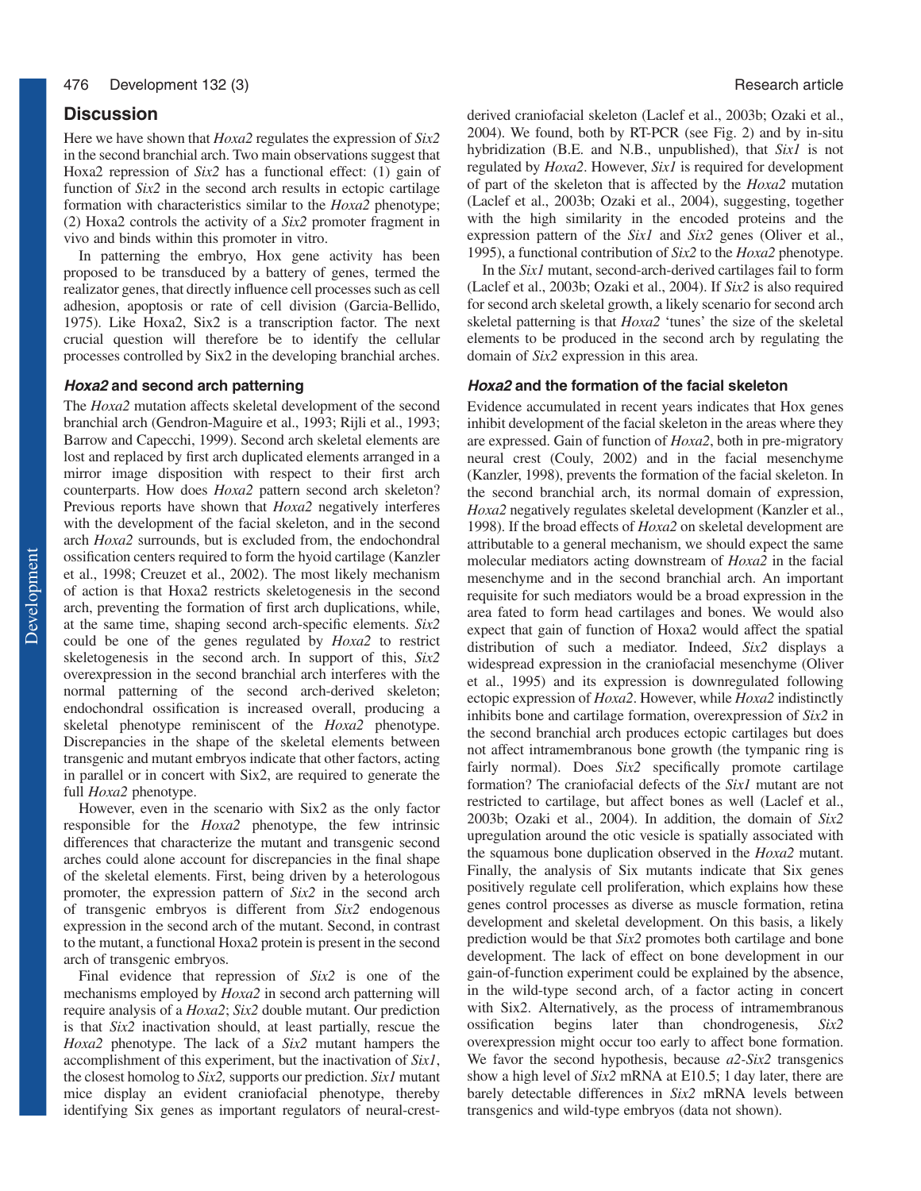## Discussion

Here we have shown that *Hoxa2* regulates the expression of *Six2* in the second branchial arch. Two main observations suggest that Hoxa2 repression of *Six2* has a functional effect: (1) gain of function of *Six2* in the second arch results in ectopic cartilage formation with characteristics similar to the *Hoxa2* phenotype; (2) Hoxa2 controls the activity of a *Six2* promoter fragment in vivo and binds within this promoter in vitro.

In patterning the embryo, Hox gene activity has been proposed to be transduced by a battery of genes, termed the realizator genes, that directly influence cell processes such as cell adhesion, apoptosis or rate of cell division (Garcia-Bellido, 1975). Like Hoxa2, Six2 is a transcription factor. The next crucial question will therefore be to identify the cellular processes controlled by Six2 in the developing branchial arches.

### *Hoxa2* and second arch patterning

The *Hoxa2* mutation affects skeletal development of the second branchial arch (Gendron-Maguire et al., 1993; Rijli et al., 1993; Barrow and Capecchi, 1999). Second arch skeletal elements are lost and replaced by first arch duplicated elements arranged in a mirror image disposition with respect to their first arch counterparts. How does *Hoxa2* pattern second arch skeleton? Previous reports have shown that *Hoxa2* negatively interferes with the development of the facial skeleton, and in the second arch *Hoxa2* surrounds, but is excluded from, the endochondral ossification centers required to form the hyoid cartilage (Kanzler et al., 1998; Creuzet et al., 2002). The most likely mechanism of action is that Hoxa2 restricts skeletogenesis in the second arch, preventing the formation of first arch duplications, while, at the same time, shaping second arch-specific elements. *Six2* could be one of the genes regulated by *Hoxa2* to restrict skeletogenesis in the second arch. In support of this, *Six2* overexpression in the second branchial arch interferes with the normal patterning of the second arch-derived skeleton; endochondral ossification is increased overall, producing a skeletal phenotype reminiscent of the *Hoxa2* phenotype. Discrepancies in the shape of the skeletal elements between transgenic and mutant embryos indicate that other factors, acting in parallel or in concert with Six2, are required to generate the full *Hoxa2* phenotype.

However, even in the scenario with Six2 as the only factor responsible for the *Hoxa2* phenotype, the few intrinsic differences that characterize the mutant and transgenic second arches could alone account for discrepancies in the final shape of the skeletal elements. First, being driven by a heterologous promoter, the expression pattern of *Six2* in the second arch of transgenic embryos is different from *Six2* endogenous expression in the second arch of the mutant. Second, in contrast to the mutant, a functional Hoxa2 protein is present in the second arch of transgenic embryos.

Final evidence that repression of *Six2* is one of the mechanisms employed by *Hoxa2* in second arch patterning will require analysis of a *Hoxa2*; *Six2* double mutant. Our prediction is that *Six2* inactivation should, at least partially, rescue the *Hoxa2* phenotype. The lack of a *Six2* mutant hampers the accomplishment of this experiment, but the inactivation of *Six1*, the closest homolog to *Six2,* supports our prediction. *Six1* mutant mice display an evident craniofacial phenotype, thereby identifying Six genes as important regulators of neural-crest-derived craniofacial skeleton (Laclef et al., 2003b; Ozaki et al., 2004). We found, both by RT-PCR (see Fig. 2) and by in-situ hybridization (B.E. and N.B., unpublished), that *Six1* is not regulated by *Hoxa2*. However, *Six1* is required for development of part of the skeleton that is affected by the *Hoxa2* mutation (Laclef et al., 2003b; Ozaki et al., 2004), suggesting, together with the high similarity in the encoded proteins and the expression pattern of the *Six1* and *Six2* genes (Oliver et al., 1995), a functional contribution of *Six2* to the *Hoxa2* phenotype.

In the *Six1* mutant, second-arch-derived cartilages fail to form (Laclef et al., 2003b; Ozaki et al., 2004). If *Six2* is also required for second arch skeletal growth, a likely scenario for second arch skeletal patterning is that *Hoxa2* 'tunes' the size of the skeletal elements to be produced in the second arch by regulating the domain of *Six2* expression in this area.

### *Hoxa2* and the formation of the facial skeleton

Evidence accumulated in recent years indicates that Hox genes inhibit development of the facial skeleton in the areas where they are expressed. Gain of function of *Hoxa2*, both in pre-migratory neural crest (Couly, 2002) and in the facial mesenchyme (Kanzler, 1998), prevents the formation of the facial skeleton. In the second branchial arch, its normal domain of expression, *Hoxa2* negatively regulates skeletal development (Kanzler et al., 1998). If the broad effects of *Hoxa2* on skeletal development are attributable to a general mechanism, we should expect the same molecular mediators acting downstream of *Hoxa2* in the facial mesenchyme and in the second branchial arch. An important requisite for such mediators would be a broad expression in the area fated to form head cartilages and bones. We would also expect that gain of function of Hoxa2 would affect the spatial distribution of such a mediator. Indeed, *Six2* displays a widespread expression in the craniofacial mesenchyme (Oliver et al., 1995) and its expression is downregulated following ectopic expression of *Hoxa2*. However, while *Hoxa2* indistinctly inhibits bone and cartilage formation, overexpression of *Six2* in the second branchial arch produces ectopic cartilages but does not affect intramembranous bone growth (the tympanic ring is fairly normal). Does *Six2* specifically promote cartilage formation? The craniofacial defects of the *Six1* mutant are not restricted to cartilage, but affect bones as well (Laclef et al., 2003b; Ozaki et al., 2004). In addition, the domain of *Six2* upregulation around the otic vesicle is spatially associated with the squamous bone duplication observed in the *Hoxa2* mutant. Finally, the analysis of Six mutants indicate that Six genes positively regulate cell proliferation, which explains how these genes control processes as diverse as muscle formation, retina development and skeletal development. On this basis, a likely prediction would be that *Six2* promotes both cartilage and bone development. The lack of effect on bone development in our gain-of-function experiment could be explained by the absence, in the wild-type second arch, of a factor acting in concert with Six2. Alternatively, as the process of intramembranous ossification begins later than chondrogenesis, *Six2* overexpression might occur too early to affect bone formation. We favor the second hypothesis, because *a2-Six2* transgenics show a high level of *Six2* mRNA at E10.5; 1 day later, there are barely detectable differences in *Six2* mRNA levels between transgenics and wild-type embryos (data not shown).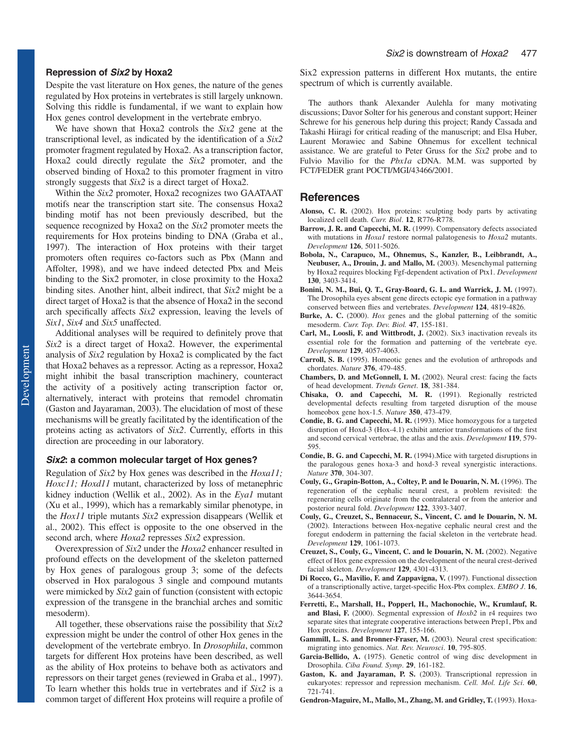### Repression of *Six2* by Hoxa2

Despite the vast literature on Hox genes, the nature of the genes regulated by Hox proteins in vertebrates is still largely unknown. Solving this riddle is fundamental, if we want to explain how Hox genes control development in the vertebrate embryo.

We have shown that Hoxa2 controls the *Six2* gene at the transcriptional level, as indicated by the identification of a *Six2* promoter fragment regulated by Hoxa2. As a transcription factor, Hoxa2 could directly regulate the *Six2* promoter, and the observed binding of Hoxa2 to this promoter fragment in vitro strongly suggests that *Six2* is a direct target of Hoxa2.

Within the *Six2* promoter, Hoxa2 recognizes two GAATAAT motifs near the transcription start site. The consensus Hoxa2 binding motif has not been previously described, but the sequence recognized by Hoxa2 on the *Six2* promoter meets the requirements for Hox proteins binding to DNA (Graba et al., 1997). The interaction of Hox proteins with their target promoters often requires co-factors such as Pbx (Mann and Affolter, 1998), and we have indeed detected Pbx and Meis binding to the Six2 promoter, in close proximity to the Hoxa2 binding sites. Another hint, albeit indirect, that *Six2* might be a direct target of Hoxa2 is that the absence of Hoxa2 in the second arch specifically affects *Six2* expression, leaving the levels of *Six1*, *Six4* and *Six5* unaffected.

Additional analyses will be required to definitely prove that *Six2* is a direct target of Hoxa2. However, the experimental analysis of *Six2* regulation by Hoxa2 is complicated by the fact that Hoxa2 behaves as a repressor. Acting as a repressor, Hoxa2 might inhibit the basal transcription machinery, counteract the activity of a positively acting transcription factor or, alternatively, interact with proteins that remodel chromatin (Gaston and Jayaraman, 2003). The elucidation of most of these mechanisms will be greatly facilitated by the identification of the proteins acting as activators of *Six2*. Currently, efforts in this direction are proceeding in our laboratory.

### *Six2*: a common molecular target of Hox genes?

Regulation of *Six2* by Hox genes was described in the *Hoxa11; Hoxc11; Hoxd11* mutant, characterized by loss of metanephric kidney induction (Wellik et al., 2002). As in the *Eya1* mutant (Xu et al., 1999), which has a remarkably similar phenotype, in the *Hox11* triple mutants *Six2* expression disappears (Wellik et al., 2002). This effect is opposite to the one observed in the second arch, where *Hoxa2* represses *Six2* expression.

Overexpression of *Six2* under the *Hoxa2* enhancer resulted in profound effects on the development of the skeleton patterned by Hox genes of paralogous group 3; some of the defects observed in Hox paralogous 3 single and compound mutants were mimicked by *Six2* gain of function (consistent with ectopic expression of the transgene in the branchial arches and somitic mesoderm).

All together, these observations raise the possibility that *Six2* expression might be under the control of other Hox genes in the development of the vertebrate embryo. In *Drosophila*, common targets for different Hox proteins have been described, as well as the ability of Hox proteins to behave both as activators and repressors on their target genes (reviewed in Graba et al., 1997). To learn whether this holds true in vertebrates and if *Six2* is a common target of different Hox proteins will require a profile of Six2 expression patterns in different Hox mutants, the entire spectrum of which is currently available.

The authors thank Alexander Aulehla for many motivating discussions; Davor Solter for his generous and constant support; Heiner Schrewe for his generous help during this project; Randy Cassada and Takashi Hiiragi for critical reading of the manuscript; and Elsa Huber, Laurent Morawiec and Sabine Ohnemus for excellent technical assistance. We are grateful to Peter Gruss for the *Six2* probe and to Fulvio Mavilio for the *Pbx1a* cDNA. M.M. was supported by FCT/FEDER grant POCTI/MGI/43466/2001.

## References

**Alonso, C. R.** (2002). Hox proteins: sculpting body parts by activating localized cell death. *Curr. Biol*. **12**, R776-R778.

**Barrow, J. R. and Capecchi, M. R.** (1999). Compensatory defects associated with mutations in *Hoxa1* restore normal palatogenesis to *Hoxa2* mutants. *Development* **126**, 5011-5026.

**Bobola, N., Carapuco, M., Ohnemus, S., Kanzler, B., Leibbrandt, A., Neubuser, A., Drouin, J. and Mallo, M.** (2003). Mesenchymal patterning by Hoxa2 requires blocking Fgf-dependent activation of Ptx1. *Development* **130**, 3403-3414.

**Bonini, N. M., Bui, Q. T., Gray-Board, G. L. and Warrick, J. M.** (1997). The Drosophila eyes absent gene directs ectopic eye formation in a pathway conserved between flies and vertebrates. *Development* **124**, 4819-4826.

**Burke, A. C.** (2000). *Hox* genes and the global patterning of the somitic mesoderm. *Curr. Top. Dev. Biol.* **47**, 155-181.

**Carl, M., Loosli, F. and Wittbrodt, J.** (2002). Six3 inactivation reveals its essential role for the formation and patterning of the vertebrate eye. *Development* **129**, 4057-4063.

**Carroll, S. B.** (1995). Homeotic genes and the evolution of arthropods and chordates. *Nature* **376**, 479-485.

**Chambers, D. and McGonnell, I. M.** (2002). Neural crest: facing the facts of head development. *Trends Genet*. **18**, 381-384.

**Chisaka, O. and Capecchi, M. R.** (1991). Regionally restricted developmental defects resulting from targeted disruption of the mouse homeobox gene hox-1.5. *Nature* **350**, 473-479.

**Condie, B. G. and Capecchi, M. R.** (1993). Mice homozygous for a targeted disruption of Hoxd-3 (Hox-4.1) exhibit anterior transformations of the first and second cervical vertebrae, the atlas and the axis. *Development* **119**, 579-595.

**Condie, B. G. and Capecchi, M. R.** (1994).Mice with targeted disruptions in the paralogous genes hoxa-3 and hoxd-3 reveal synergistic interactions. *Nature* **370**, 304-307.

**Couly, G., Grapin-Botton, A., Coltey, P. and le Douarin, N. M.** (1996). The regeneration of the cephalic neural crest, a problem revisited: the regenerating cells originate from the contralateral or from the anterior and posterior neural fold. *Development* **122**, 3393-3407.

**Couly, G., Creuzet, S., Bennaceur, S., Vincent, C. and le Douarin, N. M.** (2002). Interactions between Hox-negative cephalic neural crest and the foregut endoderm in patterning the facial skeleton in the vertebrate head. *Development* **129**, 1061-1073.

**Creuzet, S., Couly, G., Vincent, C. and le Douarin, N. M.** (2002). Negative effect of Hox gene expression on the development of the neural crest-derived facial skeleton. *Development* **129**, 4301-4313.

**Di Rocco, G., Mavilio, F. and Zappavigna, V.** (1997). Functional dissection of a transcriptionally active, target-specific Hox-Pbx complex. *EMBO J*. **16**, 3644-3654.

**Ferretti, E., Marshall, H., Popperl, H., Maconochie, W., Krumlauf, R. and Blasi, F.** (2000). Segmental expression of *Hoxb2* in r4 requires two separate sites that integrate cooperative interactions between Prep1, Pbx and Hox proteins. *Development* **127**, 155-166.

**Gammill, L. S. and Bronner-Fraser, M.** (2003). Neural crest specification: migrating into genomics. *Nat. Rev. Neurosci*. **10**, 795-805.

**Garcia-Bellido, A.** (1975). Genetic control of wing disc development in Drosophila. *Ciba Found. Symp*. **29**, 161-182.

**Gaston, K. and Jayaraman, P. S.** (2003). Transcriptional repression in eukaryotes: repressor and repression mechanism. *Cell. Mol. Life Sci*. **60**, 721-741.

**Gendron-Maguire, M., Mallo, M., Zhang, M. and Gridley, T.** (1993). Hoxa-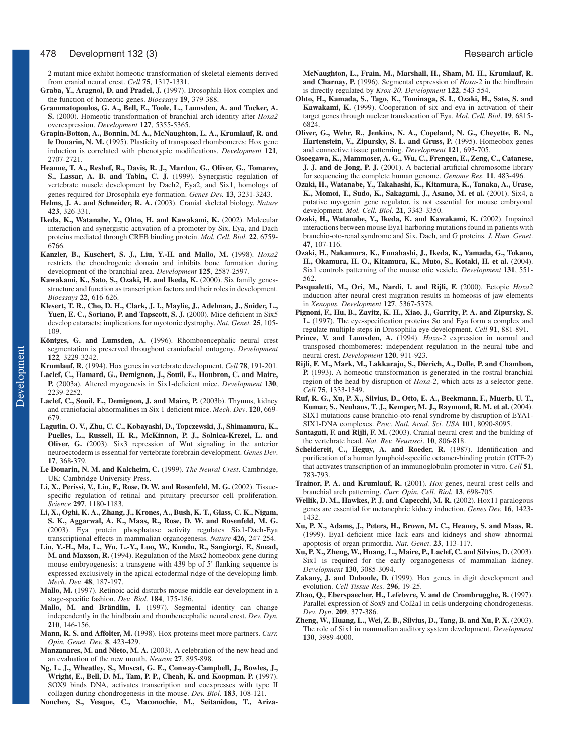2 mutant mice exhibit homeotic transformation of skeletal elements derived from cranial neural crest. *Cell* **75**, 1317-1331.

**Graba, Y., Aragnol, D. and Pradel, J.** (1997). Drosophila Hox complex and the function of homeotic genes. *Bioessays* **19**, 379-388.

**Grammatopoulos, G. A., Bell, E., Toole, L., Lumsden, A. and Tucker, A. S.** (2000). Homeotic transformation of branchial arch identity after *Hoxa2* overexpression. *Development* **127**, 5355-5365.

**Grapin-Botton, A., Bonnin, M. A., McNaughton, L. A., Krumlauf, R. and le Douarin, N. M.** (1995). Plasticity of transposed rhombomeres: Hox gene induction is correlated with phenotypic modifications. *Development* **121**, 2707-2721.

**Heanue, T. A., Reshef, R., Davis, R. J., Mardon, G., Oliver, G., Tomarev, S., Lassar, A. B. and Tabin, C. J.** (1999). Synergistic regulation of vertebrate muscle development by Dach2, Eya2, and Six1, homologs of genes required for Drosophila eye formation. *Genes Dev.* **13**, 3231-3243.

**Helms, J. A. and Schneider, R. A.** (2003). Cranial skeletal biology. *Nature* **423**, 326-331.

**Ikeda, K., Watanabe, Y., Ohto, H. and Kawakami, K.** (2002). Molecular interaction and synergistic activation of a promoter by Six, Eya, and Dach proteins mediated through CREB binding protein. *Mol. Cell. Biol.* **22**, 6759-6766.

**Kanzler, B., Kuschert, S. J., Liu, Y.-H. and Mallo, M.** (1998). *Hoxa2* restricts the chondrogenic domain and inhibits bone formation during development of the branchial area. *Development* **125**, 2587-2597.

**Kawakami, K., Sato, S., Ozaki, H. and Ikeda, K.** (2000). Six family genes-structure and function as transcription factors and their roles in development. *Bioessays* **22**, 616-626.

**Klesert, T. R., Cho, D. H., Clark, J. I., Maylie, J., Adelman, J., Snider, L., Yuen, E. C., Soriano, P. and Tapscott, S. J.** (2000). Mice deficient in Six5 develop cataracts: implications for myotonic dystrophy. *Nat. Genet.* **25**, 105-109.

**Köntges, G. and Lumsden, A.** (1996). Rhombencephalic neural crest segmentation is preserved throughout craniofacial ontogeny. *Development* **122**, 3229-3242.

**Krumlauf, R.** (1994). Hox genes in vertebrate development. *Cell* **78**, 191-201.

**Laclef, C., Hamard, G., Demignon, J., Souil, E., Houbron, C. and Maire, P.** (2003a). Altered myogenesis in Six1-deficient mice. *Development* **130**, 2239-2252.

**Laclef, C., Souil, E., Demignon, J. and Maire, P.** (2003b). Thymus, kidney and craniofacial abnormalities in Six 1 deficient mice. *Mech. Dev.* **120**, 669-679.

**Lagutin, O. V., Zhu, C. C., Kobayashi, D., Topczewski, J., Shimamura, K., Puelles, L., Russell, H. R., McKinnon, P. J., Solnica-Krezel, L. and Oliver, G.** (2003). Six3 repression of Wnt signaling in the anterior neuroectoderm is essential for vertebrate forebrain development. *Genes Dev.* **17**, 368-379.

**Le Douarin, N. M. and Kalcheim, C.** (1999). *The Neural Crest*. Cambridge, UK: Cambridge University Press.

**Li, X., Perissi, V., Liu, F., Rose, D. W. and Rosenfeld, M. G.** (2002). Tissue-specific regulation of retinal and pituitary precursor cell proliferation. *Science* **297**, 1180-1183.

**Li, X., Oghi, K. A., Zhang, J., Krones, A., Bush, K. T., Glass, C. K., Nigam, S. K., Aggarwal, A. K., Maas, R., Rose, D. W. and Rosenfeld, M. G.** (2003). Eya protein phosphatase activity regulates Six1-Dach-Eya transcriptional effects in mammalian organogenesis. *Nature* **426**, 247-254.

**Liu, Y.-H., Ma, L., Wu, L.-Y., Luo, W., Kundu, R., Sangiorgi, F., Snead, M. and Maxson, R.** (1994). Regulation of the Msx2 homeobox gene during mouse embryogenesis: a transgene with 439 bp of 5′ flanking sequence is expressed exclusively in the apical ectodermal ridge of the developing limb. *Mech. Dev.* **48**, 187-197.

**Mallo, M.** (1997). Retinoic acid disturbs mouse middle ear development in a stage-specific fashion. *Dev. Biol.* **184**, 175-186.

**Mallo, M. and Brändlin, I.** (1997). Segmental identity can change independently in the hindbrain and rhombencephalic neural crest. *Dev. Dyn.* **210**, 146-156.

**Mann, R. S. and Affolter, M.** (1998). Hox proteins meet more partners. *Curr. Opin. Genet. Dev.* **8**, 423-429.

**Manzanares, M. and Nieto, M. A.** (2003). A celebration of the new head and an evaluation of the new mouth. *Neuron* **27**, 895-898.

**Ng, L. J., Wheatley, S., Muscat, G. E., Conway-Campbell, J., Bowles, J., Wright, E., Bell, D. M., Tam, P. P., Cheah, K. and Koopman. P.** (1997). SOX9 binds DNA, activates transcription and coexpresses with type II collagen during chondrogenesis in the mouse. *Dev. Biol.* **183**, 108-121.

**Nonchev, S., Vesque, C., Maconochie, M., Seitanidou, T., Ariza-McNaughton, L., Frain, M., Marshall, H., Sham, M. H., Krumlauf, R. and Charnay, P.** (1996). Segmental expression of *Hoxa-2* in the hindbrain is directly regulated by *Krox-20*. *Development* **122**, 543-554.

**Ohto, H., Kamada, S., Tago, K., Tominaga, S. I., Ozaki, H., Sato, S. and Kawakami, K.** (1999). Cooperation of six and eya in activation of their target genes through nuclear translocation of Eya. *Mol. Cell. Biol*. **19**, 6815-6824.

**Oliver, G., Wehr, R., Jenkins, N. A., Copeland, N. G., Cheyette, B. N., Hartenstein, V., Zipursky, S. L. and Gruss, P.** (1995). Homeobox genes and connective tissue patterning. *Development* **121**, 693-705.

**Osoegawa, K., Mammoser, A. G., Wu, C., Frengen, E., Zeng, C., Catanese, J. J. and de Jong, P. J.** (2001). A bacterial artificial chromosome library for sequencing the complete human genome. *Genome Res*. **11**, 483-496.

**Ozaki, H., Watanabe, Y., Takahashi, K., Kitamura, K., Tanaka, A., Urase, K., Momoi, T., Sudo, K., Sakagami, J., Asano, M. et al.** (2001). Six4, a putative myogenin gene regulator, is not essential for mouse embryonal development. *Mol. Cell. Biol.* **21**, 3343-3350.

**Ozaki, H., Watanabe, Y., Ikeda, K. and Kawakami, K.** (2002). Impaired interactions between mouse Eya1 harboring mutations found in patients with branchio-oto-renal syndrome and Six, Dach, and G proteins. *J. Hum. Genet*. **47**, 107-116.

**Ozaki, H., Nakamura, K., Funahashi, J., Ikeda, K., Yamada, G., Tokano, H., Okamura, H. O., Kitamura, K., Muto, S., Kotaki, H. et al.** (2004). Six1 controls patterning of the mouse otic vesicle. *Development* **131**, 551-562.

**Pasqualetti, M., Ori, M., Nardi, I. and Rijli, F.** (2000). Ectopic *Hoxa2* induction after neural crest migration results in homeosis of jaw elements in *Xenopus*. *Development* **127**, 5367-5378.

**Pignoni, F., Hu, B., Zavitz, K. H., Xiao, J., Garrity, P. A. and Zipursky, S. L.** (1997). The eye-specification proteins So and Eya form a complex and regulate multiple steps in Drosophila eye development. *Cell* **91**, 881-891.

**Prince, V. and Lumsden, A.** (1994). *Hoxa-2* expression in normal and transposed rhombomeres: independent regulation in the neural tube and neural crest. *Development* **120**, 911-923.

**Rijli, F. M., Mark, M., Lakkaraju, S., Dierich, A., Dolle, P. and Chambon, P.** (1993). A homeotic transformation is generated in the rostral branchial region of the head by disruption of *Hoxa-2*, which acts as a selector gene. *Cell* **75**, 1333-1349.

**Ruf, R. G., Xu, P. X., Silvius, D., Otto, E. A., Beekmann, F., Muerb, U. T., Kumar, S., Neuhaus, T. J., Kemper, M. J., Raymond, R. M. et al.** (2004). SIX1 mutations cause branchio-oto-renal syndrome by disruption of EYA1-SIX1-DNA complexes. *Proc. Natl. Acad. Sci. USA* **101**, 8090-8095.

**Santagati, F. and Rijli, F. M.** (2003). Cranial neural crest and the building of the vertebrate head. *Nat. Rev. Neurosci*. **10**, 806-818.

**Scheidereit, C., Heguy, A. and Roeder, R.** (1987). Identification and purification of a human lymphoid-specific octamer-binding protein (OTF-2) that activates transcription of an immunoglobulin promoter in vitro. *Cell* **51**, 783-793.

**Trainor, P. A. and Krumlauf, R.** (2001). *Hox* genes, neural crest cells and branchial arch patterning. *Curr. Opin. Cell. Biol.* **13**, 698-705.

**Wellik, D. M., Hawkes, P. J. and Capecchi, M. R.** (2002). Hox11 paralogous genes are essential for metanephric kidney induction. *Genes Dev.* **16**, 1423-1432.

**Xu, P. X., Adams, J., Peters, H., Brown, M. C., Heaney, S. and Maas, R.** (1999). Eya1-deficient mice lack ears and kidneys and show abnormal apoptosis of organ primordia. *Nat. Genet*. **23**, 113-117.

**Xu, P. X., Zheng, W., Huang, L., Maire, P., Laclef, C. and Silvius, D.** (2003). Six1 is required for the early organogenesis of mammalian kidney. *Development* **130**, 3085-3094.

**Zakany, J. and Duboule, D.** (1999). Hox genes in digit development and evolution. *Cell Tissue Res.* **296**, 19-25.

**Zhao, Q., Eberspaecher, H., Lefebvre, V. and de Crombrugghe, B.** (1997). Parallel expression of Sox9 and Col2a1 in cells undergoing chondrogenesis. *Dev. Dyn*. **209**, 377-386.

**Zheng, W., Huang, L., Wei, Z. B., Silvius, D., Tang, B. and Xu, P. X.** (2003). The role of Six1 in mammalian auditory system development. *Development* **130**, 3989-4000.